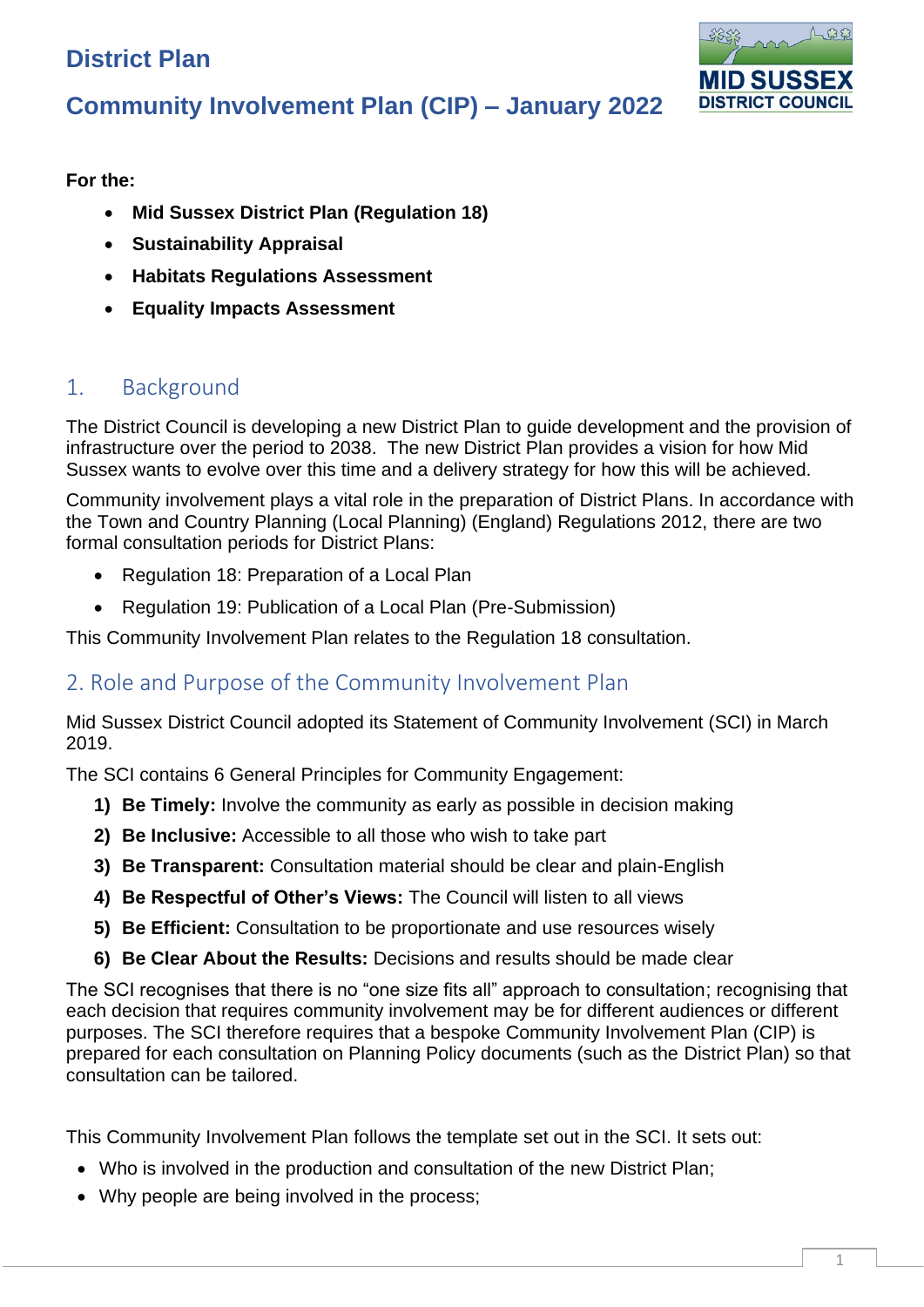# District Plan

# Community Involvement Plan (CIP) – January 2022

**For the:**

- **Mid Sussex District Plan (Regulation 18)**
- **Sustainability Appraisal**
- **Habitats Regulations Assessment**
- **Equality Impacts Assessment**

## 1. Background

The District Council is developing a new District Plan to guide development and the provision of infrastructure over the period to 2038. The new District Plan provides a vision for how Mid Sussex wants to evolve over this time and a delivery strategy for how this will be achieved.

Community involvement plays a vital role in the preparation of District Plans. In accordance with the Town and Country Planning (Local Planning) (England) Regulations 2012, there are two formal consultation periods for District Plans:

- Regulation 18: Preparation of a Local Plan
- Regulation 19: Publication of a Local Plan (Pre-Submission)

This Community Involvement Plan relates to the Regulation 18 consultation.

## 2. Role and Purpose of the Community Involvement Plan

Mid Sussex District Council adopted its Statement of Community Involvement (SCI) in March 2019.

The SCI contains 6 General Principles for Community Engagement:

1) **Be Timely:** Involve the community as early as possible in decision making
2) **Be Inclusive:** Accessible to all those who wish to take part
3) **Be Transparent:** Consultation material should be clear and plain-English
4) **Be Respectful of Other's Views:** The Council will listen to all views
5) **Be Efficient:** Consultation to be proportionate and use resources wisely
6) **Be Clear About the Results:** Decisions and results should be made clear

The SCI recognises that there is no "one size fits all" approach to consultation; recognising that each decision that requires community involvement may be for different audiences or different purposes. The SCI therefore requires that a bespoke Community Involvement Plan (CIP) is prepared for each consultation on Planning Policy documents (such as the District Plan) so that consultation can be tailored.

This Community Involvement Plan follows the template set out in the SCI. It sets out:

- Who is involved in the production and consultation of the new District Plan;
- Why people are being involved in the process;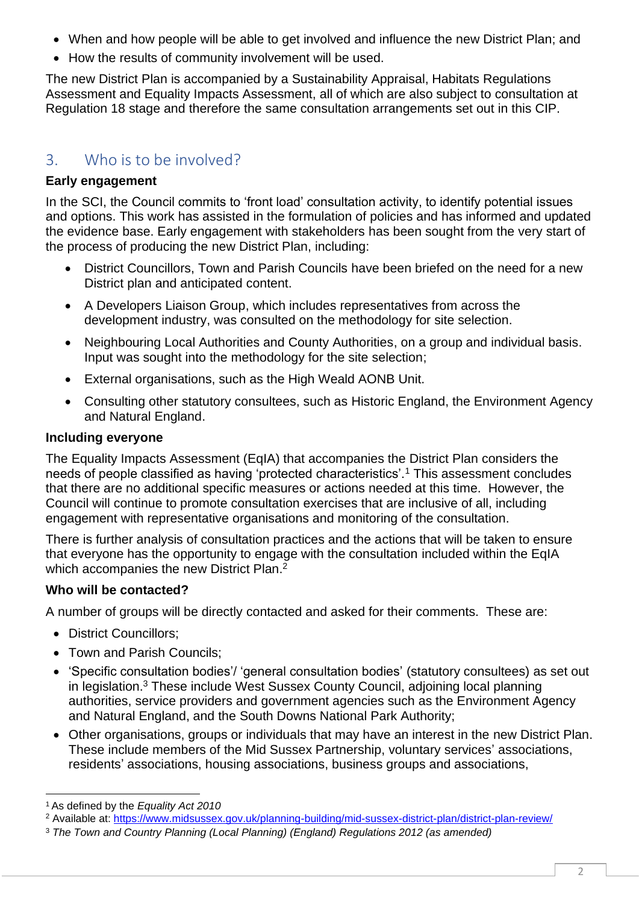- When and how people will be able to get involved and influence the new District Plan; and
- How the results of community involvement will be used.

The new District Plan is accompanied by a Sustainability Appraisal, Habitats Regulations Assessment and Equality Impacts Assessment, all of which are also subject to consultation at Regulation 18 stage and therefore the same consultation arrangements set out in this CIP.

## 3. Who is to be involved?

**Early engagement**

In the SCI, the Council commits to 'front load' consultation activity, to identify potential issues and options. This work has assisted in the formulation of policies and has informed and updated the evidence base. Early engagement with stakeholders has been sought from the very start of the process of producing the new District Plan, including:

- District Councillors, Town and Parish Councils have been briefed on the need for a new District plan and anticipated content.
- A Developers Liaison Group, which includes representatives from across the development industry, was consulted on the methodology for site selection.
- Neighbouring Local Authorities and County Authorities, on a group and individual basis. Input was sought into the methodology for the site selection;
- External organisations, such as the High Weald AONB Unit.
- Consulting other statutory consultees, such as Historic England, the Environment Agency and Natural England.

**Including everyone**

The Equality Impacts Assessment (EqIA) that accompanies the District Plan considers the needs of people classified as having 'protected characteristics'.[1] This assessment concludes that there are no additional specific measures or actions needed at this time. However, the Council will continue to promote consultation exercises that are inclusive of all, including engagement with representative organisations and monitoring of the consultation.

There is further analysis of consultation practices and the actions that will be taken to ensure that everyone has the opportunity to engage with the consultation included within the EqIA which accompanies the new District Plan.[2]

**Who will be contacted?**

A number of groups will be directly contacted and asked for their comments. These are:

- District Councillors;
- Town and Parish Councils;
- 'Specific consultation bodies'/ 'general consultation bodies' (statutory consultees) as set out in legislation.[3] These include West Sussex County Council, adjoining local planning authorities, service providers and government agencies such as the Environment Agency and Natural England, and the South Downs National Park Authority;
- Other organisations, groups or individuals that may have an interest in the new District Plan. These include members of the Mid Sussex Partnership, voluntary services' associations, residents' associations, housing associations, business groups and associations,

---

[1] As defined by the *Equality Act 2010*

[2] Available at: https://www.midsussex.gov.uk/planning-building/mid-sussex-district-plan/district-plan-review/

[3] *The Town and Country Planning (Local Planning) (England) Regulations 2012 (as amended)*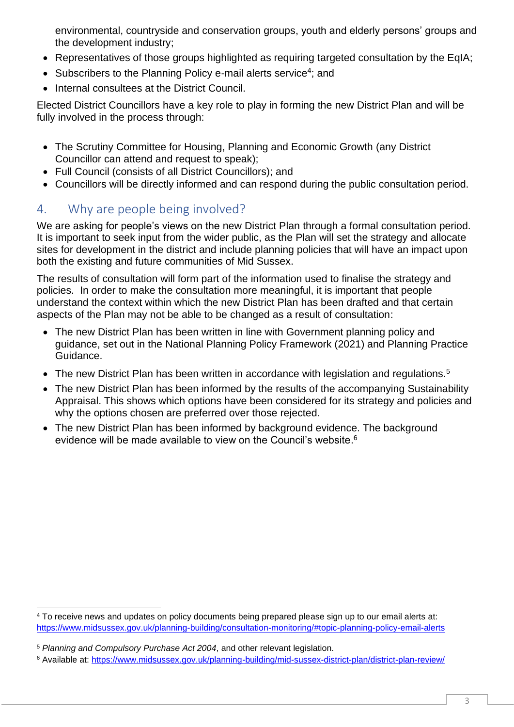environmental, countryside and conservation groups, youth and elderly persons' groups and the development industry;

- Representatives of those groups highlighted as requiring targeted consultation by the EqIA;
- Subscribers to the Planning Policy e-mail alerts service[4]; and
- Internal consultees at the District Council.

Elected District Councillors have a key role to play in forming the new District Plan and will be fully involved in the process through:

- The Scrutiny Committee for Housing, Planning and Economic Growth (any District Councillor can attend and request to speak);
- Full Council (consists of all District Councillors); and
- Councillors will be directly informed and can respond during the public consultation period.

## 4. Why are people being involved?

We are asking for people's views on the new District Plan through a formal consultation period. It is important to seek input from the wider public, as the Plan will set the strategy and allocate sites for development in the district and include planning policies that will have an impact upon both the existing and future communities of Mid Sussex.

The results of consultation will form part of the information used to finalise the strategy and policies. In order to make the consultation more meaningful, it is important that people understand the context within which the new District Plan has been drafted and that certain aspects of the Plan may not be able to be changed as a result of consultation:

- The new District Plan has been written in line with Government planning policy and guidance, set out in the National Planning Policy Framework (2021) and Planning Practice Guidance.
- The new District Plan has been written in accordance with legislation and regulations.[5]
- The new District Plan has been informed by the results of the accompanying Sustainability Appraisal. This shows which options have been considered for its strategy and policies and why the options chosen are preferred over those rejected.
- The new District Plan has been informed by background evidence. The background evidence will be made available to view on the Council's website.[6]

---

[4] To receive news and updates on policy documents being prepared please sign up to our email alerts at: https://www.midsussex.gov.uk/planning-building/consultation-monitoring/#topic-planning-policy-email-alerts

[5] *Planning and Compulsory Purchase Act 2004*, and other relevant legislation.

[6] Available at: https://www.midsussex.gov.uk/planning-building/mid-sussex-district-plan/district-plan-review/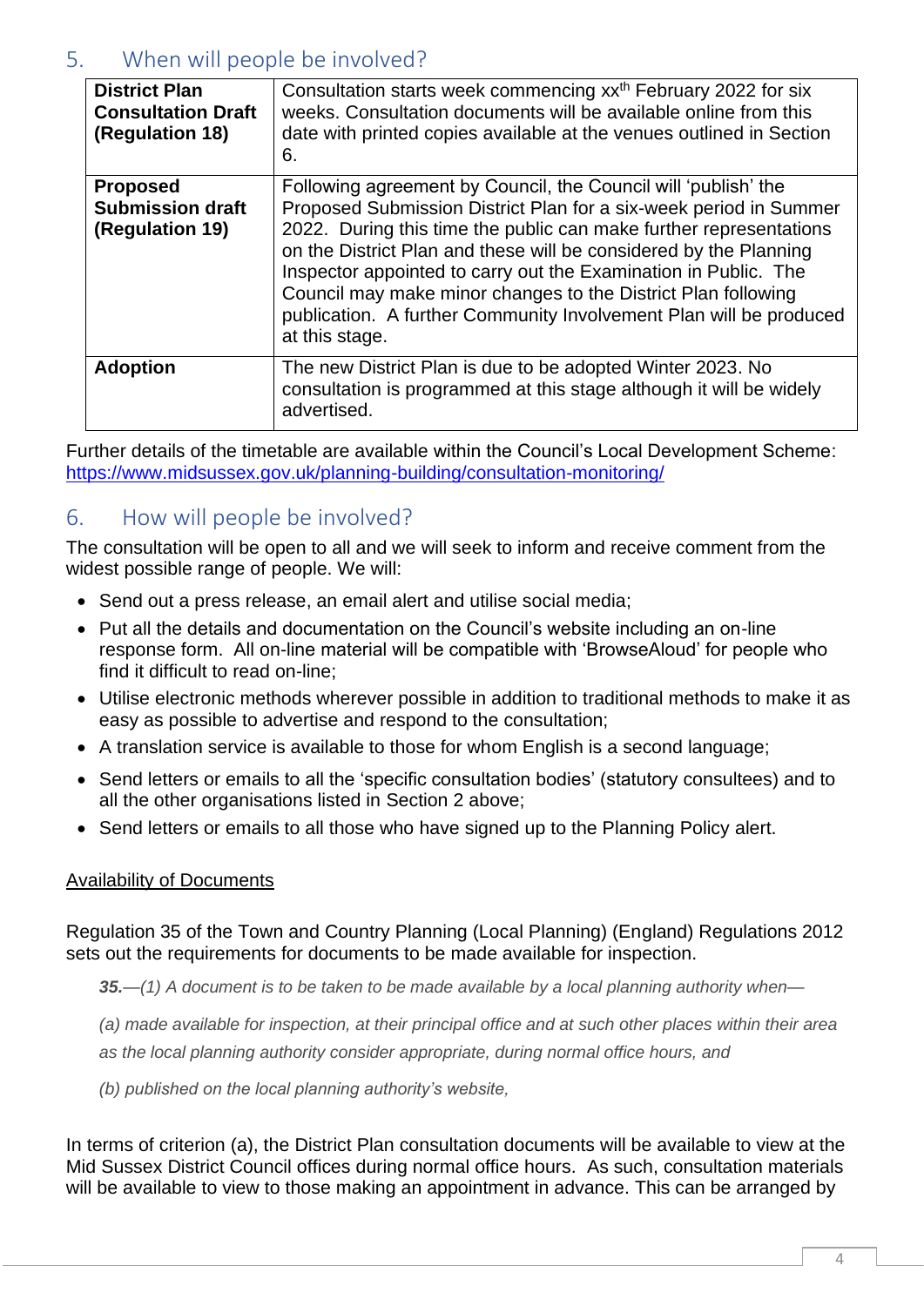## 5. When will people be involved?

| | |
|---|---|
| **District Plan Consultation Draft (Regulation 18)** | Consultation starts week commencing xx[th] February 2022 for six weeks. Consultation documents will be available online from this date with printed copies available at the venues outlined in Section 6. |
| **Proposed Submission draft (Regulation 19)** | Following agreement by Council, the Council will 'publish' the Proposed Submission District Plan for a six-week period in Summer 2022. During this time the public can make further representations on the District Plan and these will be considered by the Planning Inspector appointed to carry out the Examination in Public. The Council may make minor changes to the District Plan following publication. A further Community Involvement Plan will be produced at this stage. |
| **Adoption** | The new District Plan is due to be adopted Winter 2023. No consultation is programmed at this stage although it will be widely advertised. |

Further details of the timetable are available within the Council's Local Development Scheme: https://www.midsussex.gov.uk/planning-building/consultation-monitoring/

## 6. How will people be involved?

The consultation will be open to all and we will seek to inform and receive comment from the widest possible range of people. We will:

- Send out a press release, an email alert and utilise social media;
- Put all the details and documentation on the Council's website including an on-line response form. All on-line material will be compatible with 'BrowseAloud' for people who find it difficult to read on-line;
- Utilise electronic methods wherever possible in addition to traditional methods to make it as easy as possible to advertise and respond to the consultation;
- A translation service is available to those for whom English is a second language;
- Send letters or emails to all the 'specific consultation bodies' (statutory consultees) and to all the other organisations listed in Section 2 above;
- Send letters or emails to all those who have signed up to the Planning Policy alert.

<u>Availability of Documents</u>

Regulation 35 of the Town and Country Planning (Local Planning) (England) Regulations 2012 sets out the requirements for documents to be made available for inspection.

> ***35.***—*(1) A document is to be taken to be made available by a local planning authority when—*
>
> *(a) made available for inspection, at their principal office and at such other places within their area as the local planning authority consider appropriate, during normal office hours, and*
>
> *(b) published on the local planning authority's website,*

In terms of criterion (a), the District Plan consultation documents will be available to view at the Mid Sussex District Council offices during normal office hours. As such, consultation materials will be available to view to those making an appointment in advance. This can be arranged by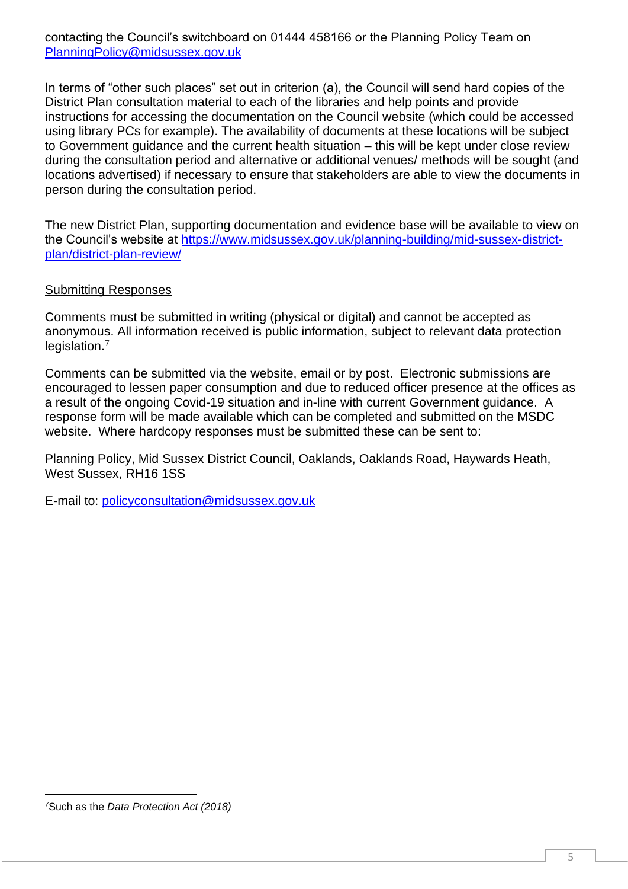contacting the Council's switchboard on 01444 458166 or the Planning Policy Team on PlanningPolicy@midsussex.gov.uk

In terms of "other such places" set out in criterion (a), the Council will send hard copies of the District Plan consultation material to each of the libraries and help points and provide instructions for accessing the documentation on the Council website (which could be accessed using library PCs for example). The availability of documents at these locations will be subject to Government guidance and the current health situation – this will be kept under close review during the consultation period and alternative or additional venues/ methods will be sought (and locations advertised) if necessary to ensure that stakeholders are able to view the documents in person during the consultation period.

The new District Plan, supporting documentation and evidence base will be available to view on the Council's website at https://www.midsussex.gov.uk/planning-building/mid-sussex-district-plan/district-plan-review/

<u>Submitting Responses</u>

Comments must be submitted in writing (physical or digital) and cannot be accepted as anonymous. All information received is public information, subject to relevant data protection legislation.[7]

Comments can be submitted via the website, email or by post. Electronic submissions are encouraged to lessen paper consumption and due to reduced officer presence at the offices as a result of the ongoing Covid-19 situation and in-line with current Government guidance. A response form will be made available which can be completed and submitted on the MSDC website. Where hardcopy responses must be submitted these can be sent to:

Planning Policy, Mid Sussex District Council, Oaklands, Oaklands Road, Haywards Heath, West Sussex, RH16 1SS

E-mail to: policyconsultation@midsussex.gov.uk

---

[7]Such as the *Data Protection Act (2018)*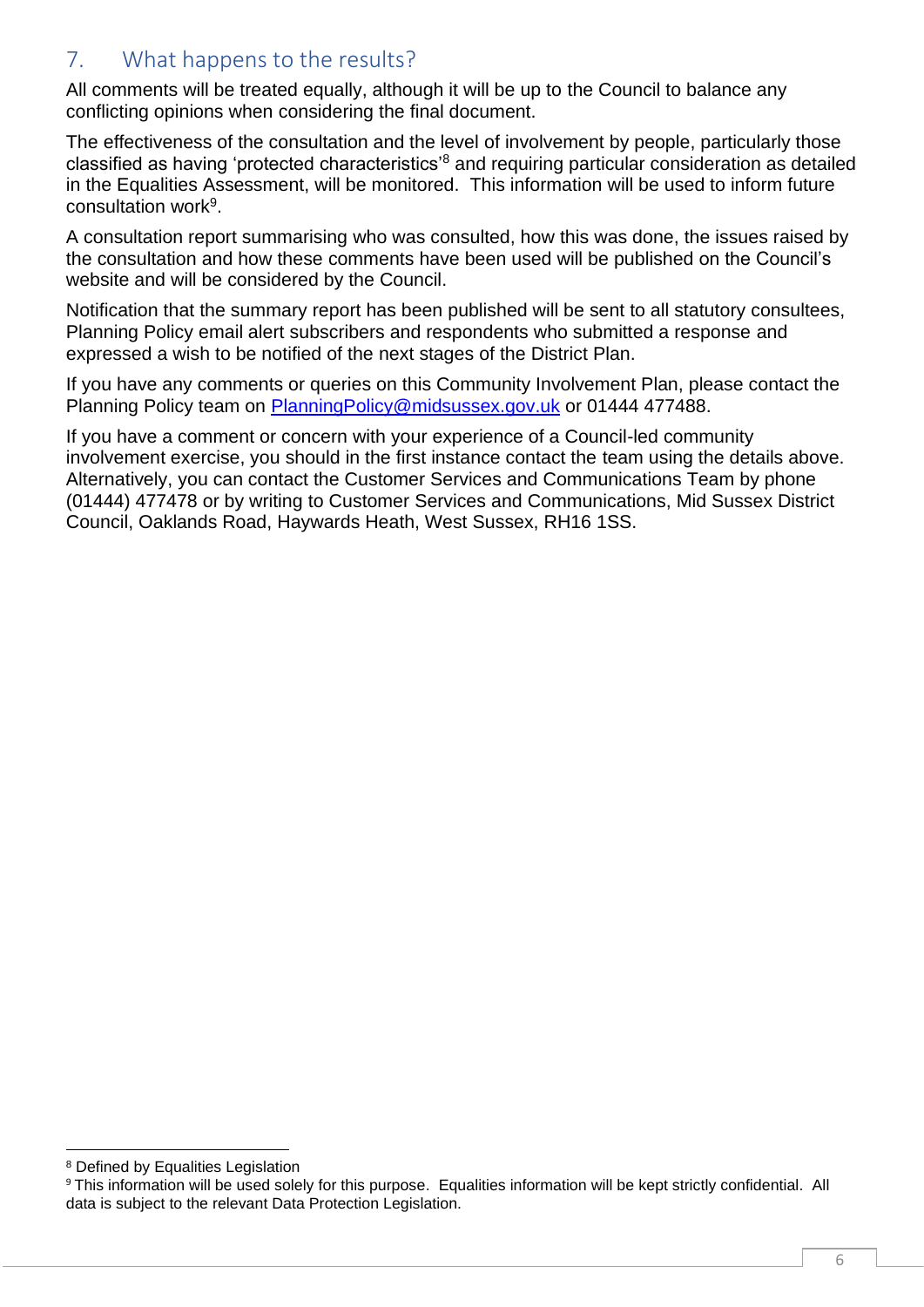## 7. What happens to the results?

All comments will be treated equally, although it will be up to the Council to balance any conflicting opinions when considering the final document.

The effectiveness of the consultation and the level of involvement by people, particularly those classified as having 'protected characteristics'[8] and requiring particular consideration as detailed in the Equalities Assessment, will be monitored. This information will be used to inform future consultation work[9].

A consultation report summarising who was consulted, how this was done, the issues raised by the consultation and how these comments have been used will be published on the Council's website and will be considered by the Council.

Notification that the summary report has been published will be sent to all statutory consultees, Planning Policy email alert subscribers and respondents who submitted a response and expressed a wish to be notified of the next stages of the District Plan.

If you have any comments or queries on this Community Involvement Plan, please contact the Planning Policy team on PlanningPolicy@midsussex.gov.uk or 01444 477488.

If you have a comment or concern with your experience of a Council-led community involvement exercise, you should in the first instance contact the team using the details above. Alternatively, you can contact the Customer Services and Communications Team by phone (01444) 477478 or by writing to Customer Services and Communications, Mid Sussex District Council, Oaklands Road, Haywards Heath, West Sussex, RH16 1SS.

---

[8] Defined by Equalities Legislation

[9] This information will be used solely for this purpose. Equalities information will be kept strictly confidential. All data is subject to the relevant Data Protection Legislation.